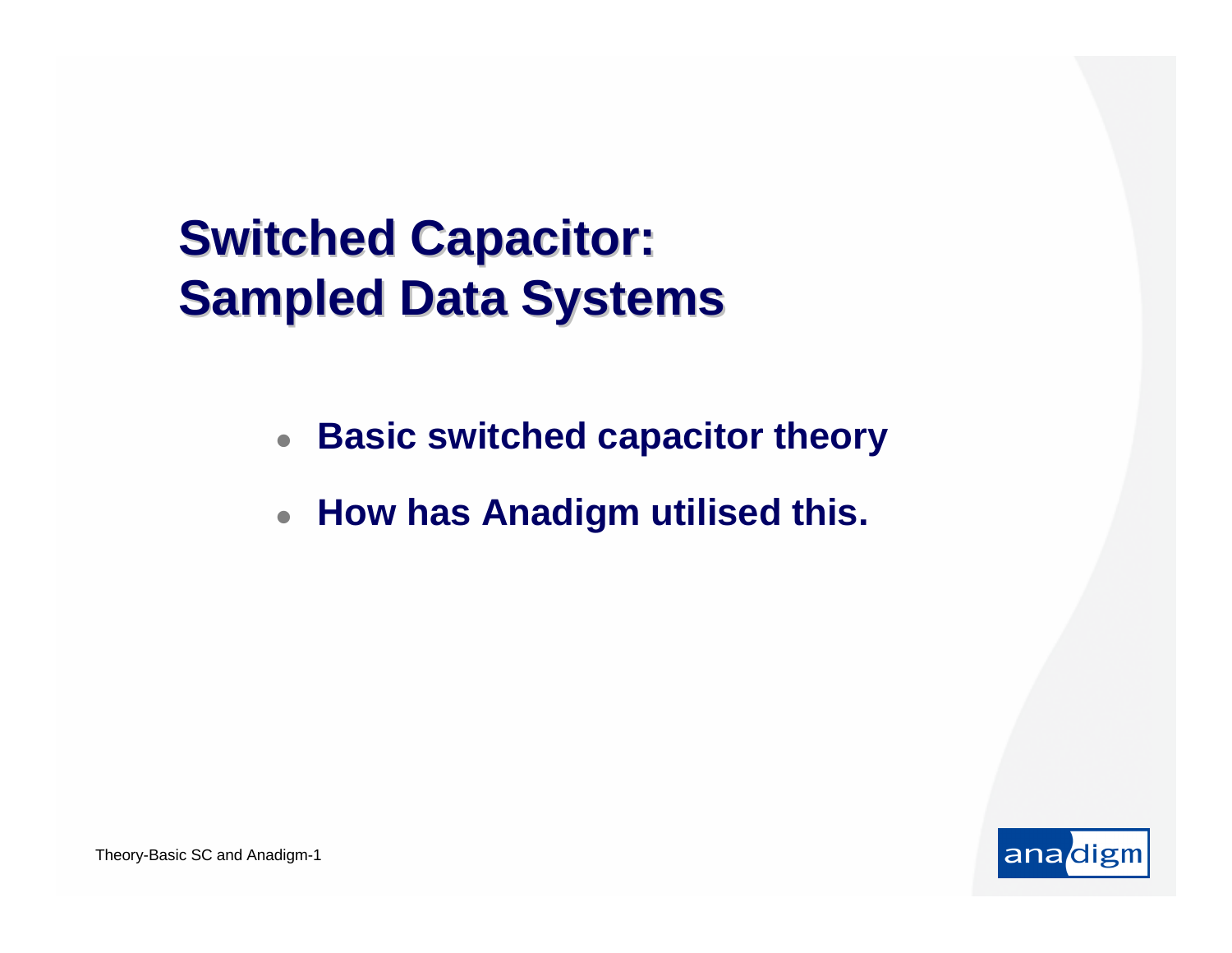# Switched Capacitor: Sampled Data Systems

- **Basic switched capacitor theory**
- **How has Anadigm utilised this.**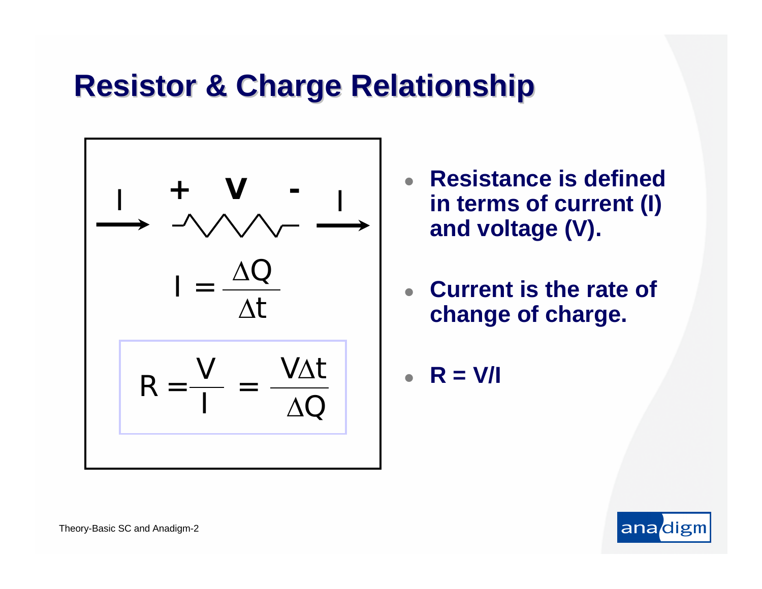# Resistor & Charge Relationship

$$I = \frac{\Delta Q}{\Delta t}$$

$$R = \frac{V}{I} = \frac{V \Delta t}{\Delta Q}$$

- **Resistance is defined in terms of current (I) and voltage (V).**
- **Current is the rate of change of charge.**
- **R = V/I**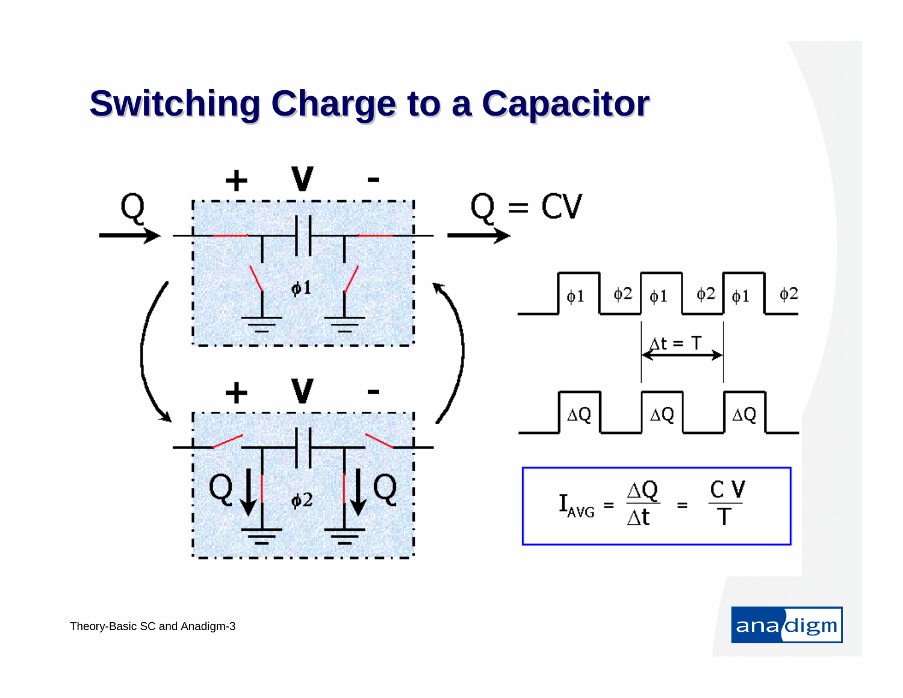# Switching Charge to a Capacitor

Q &nbsp;&nbsp; + V - &nbsp;&nbsp; $Q = CV$

$\phi 1$

+ V -

Q &nbsp;&nbsp; $\phi 2$ &nbsp;&nbsp; Q

$\phi 1$ &nbsp; $\phi 2$ &nbsp; $\phi 1$ &nbsp; $\phi 2$ &nbsp; $\phi 1$ &nbsp; $\phi 2$

$\Delta t = T$

$\Delta Q$ &nbsp; $\Delta Q$ &nbsp; $\Delta Q$

$$I_{AVG} = \frac{\Delta Q}{\Delta t} = \frac{C\,V}{T}$$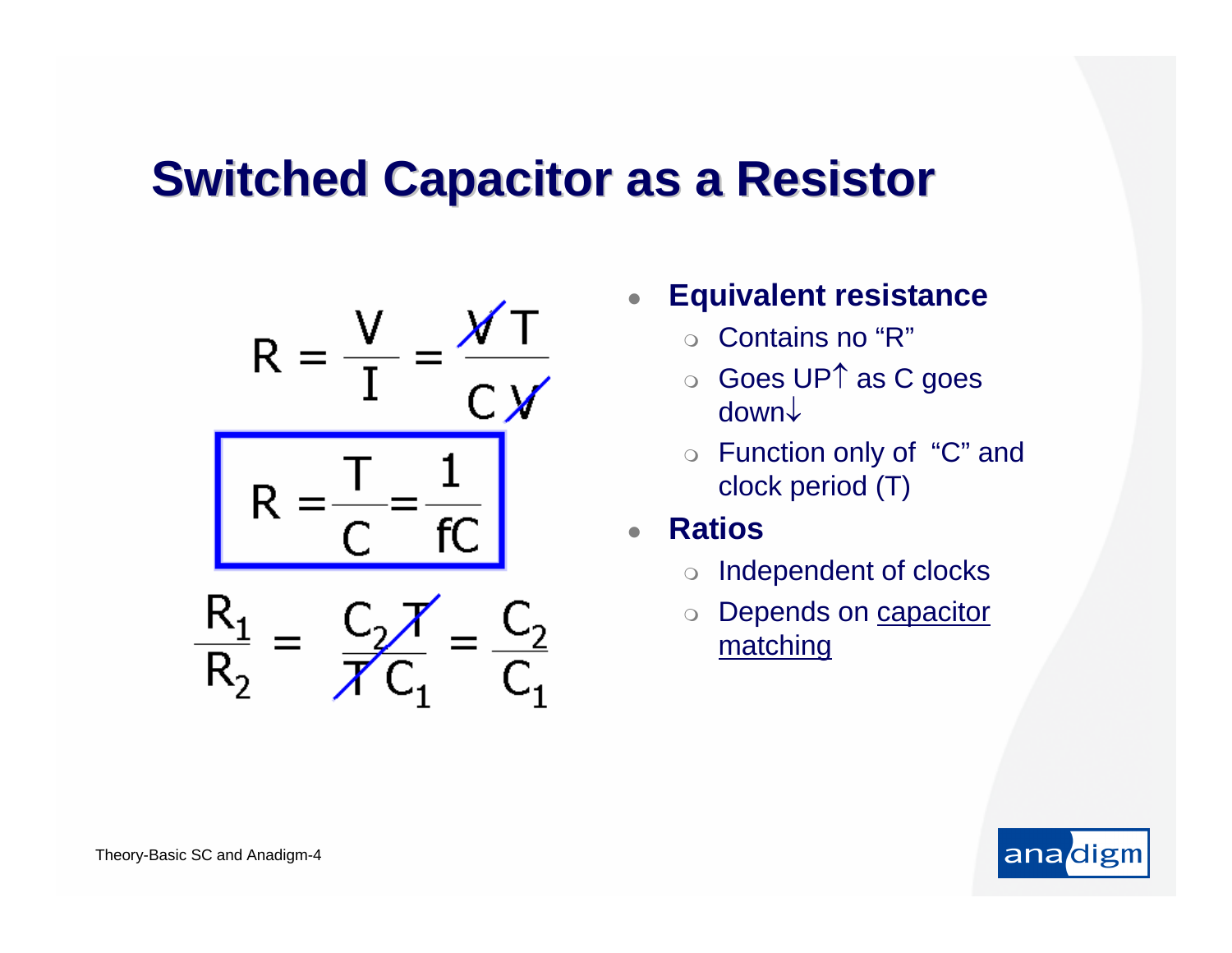# Switched Capacitor as a Resistor

$$R = \frac{V}{I} = \frac{\cancel{V}\,T}{C\,\cancel{V}}$$

$$\boxed{R = \frac{T}{C} = \frac{1}{fC}}$$

$$\frac{R_1}{R_2} = \frac{C_2\,\cancel{T}}{\cancel{T}\,C_1} = \frac{C_2}{C_1}$$

- **Equivalent resistance**
  - Contains no "R"
  - Goes UP↑ as C goes down↓
  - Function only of "C" and clock period (T)
- **Ratios**
  - Independent of clocks
  - Depends on capacitor matching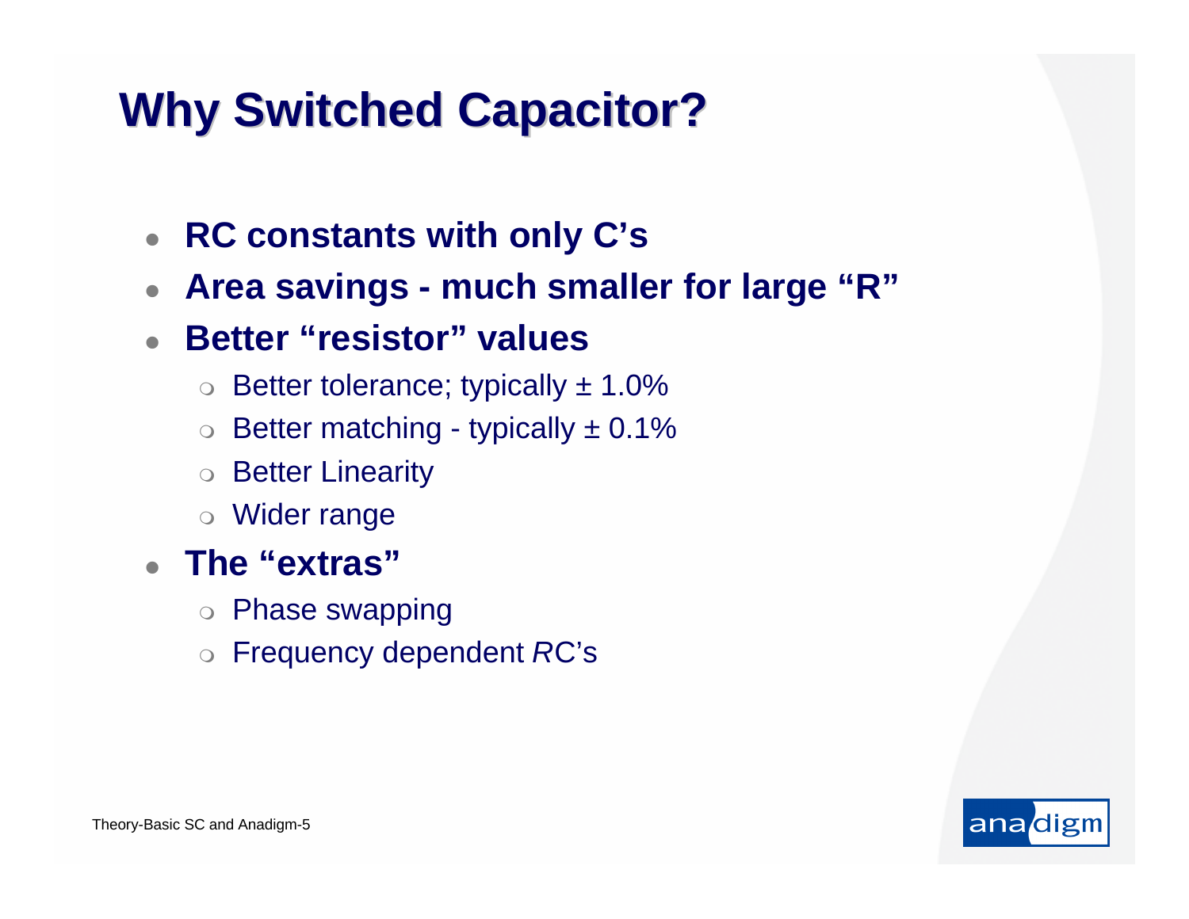# Why Switched Capacitor?

- **RC constants with only C's**
- **Area savings - much smaller for large "R"**
- **Better "resistor" values**
  - Better tolerance; typically ± 1.0%
  - Better matching - typically ± 0.1%
  - Better Linearity
  - Wider range
- **The "extras"**
  - Phase swapping
  - Frequency dependent *R*C's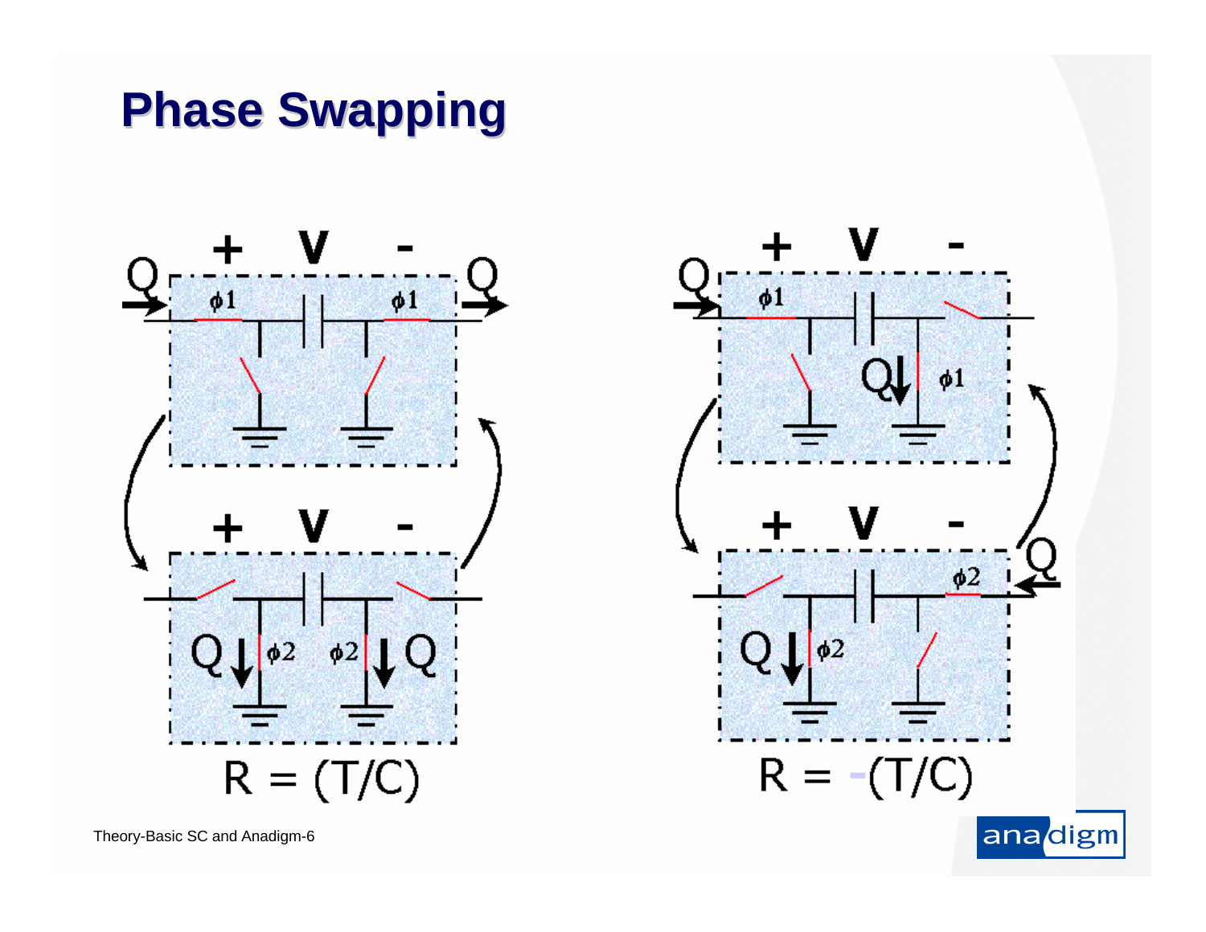# Phase Swapping

$R = (T/C)$

$R = -(T/C)$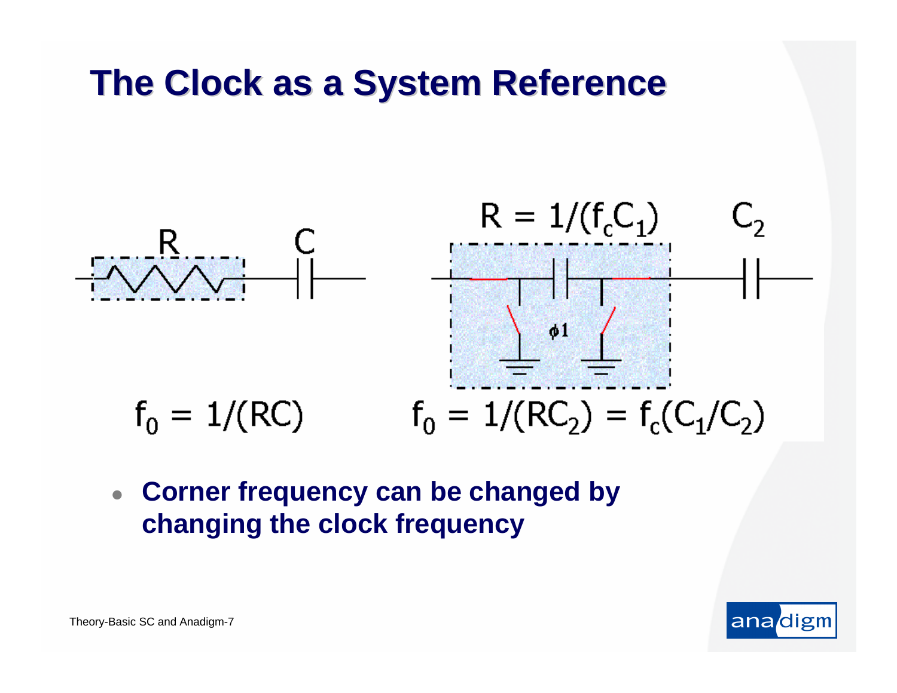# The Clock as a System Reference

R C

$R = 1/(f_c C_1)$ $C_2$

$\phi 1$

$f_0 = 1/(RC)$

$f_0 = 1/(RC_2) = f_c(C_1/C_2)$

- **Corner frequency can be changed by changing the clock frequency**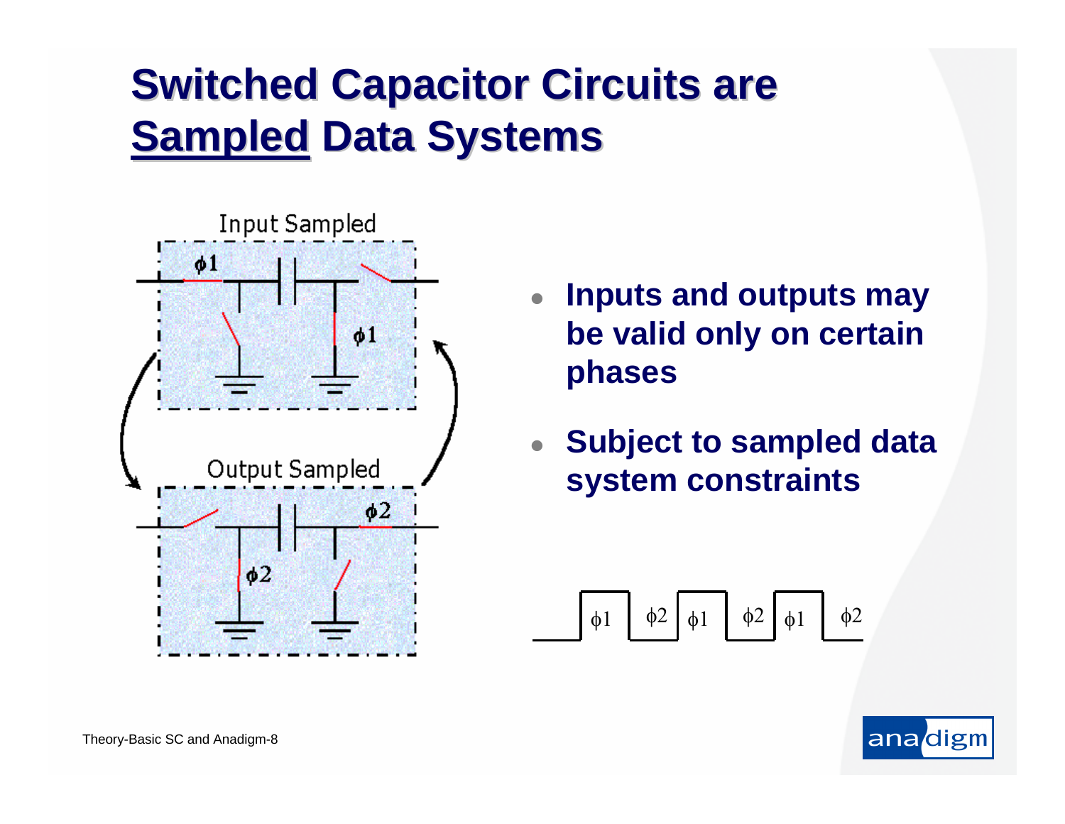# Switched Capacitor Circuits are Sampled Data Systems

- Inputs and outputs may be valid only on certain phases
- Subject to sampled data system constraints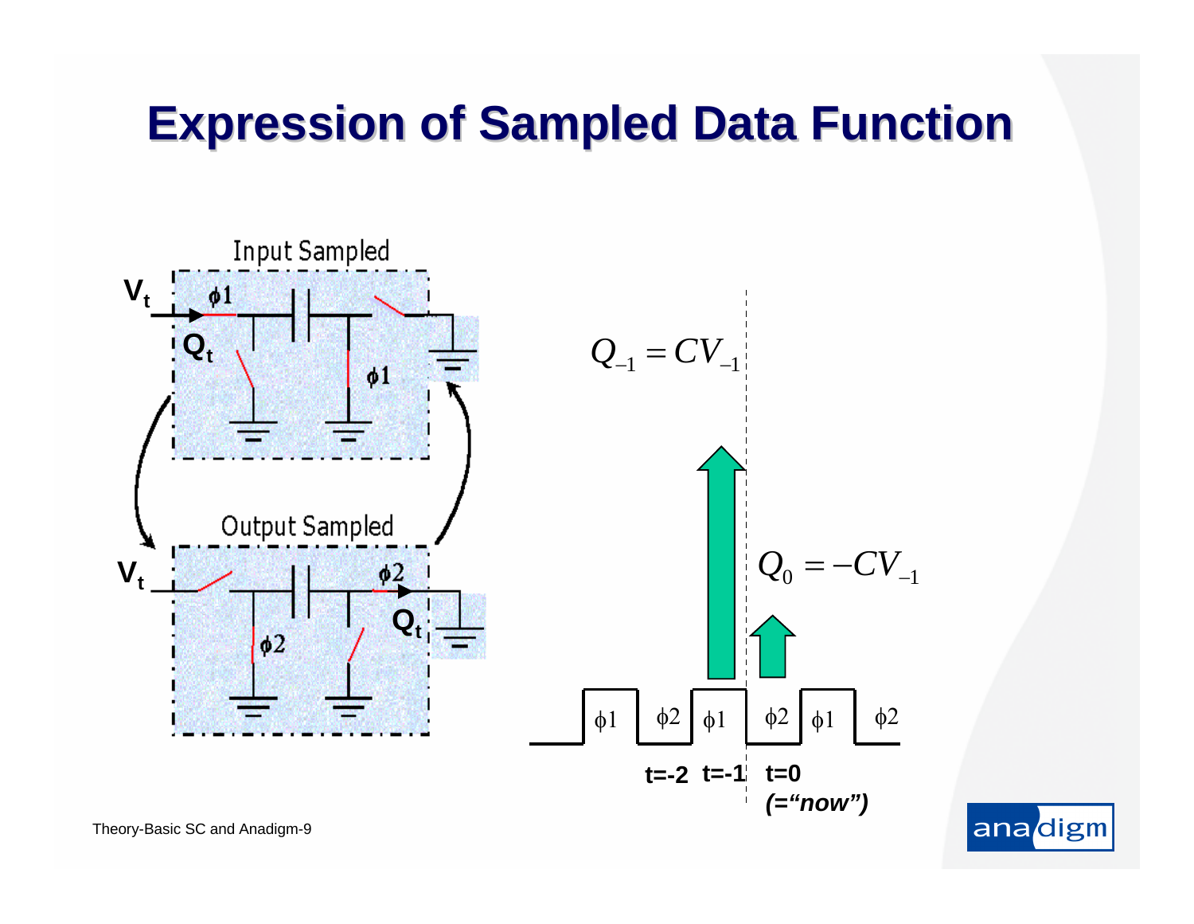# Expression of Sampled Data Function

Input Sampled

$V_t$ $\phi 1$ $Q_t$ $\phi 1$

Output Sampled

$V_t$ $\phi 2$ $Q_t$ $\phi 2$

$$Q_{-1} = CV_{-1}$$

$$Q_0 = -CV_{-1}$$

$\phi 1$ $\phi 2$ $\phi 1$ $\phi 2$ $\phi 1$ $\phi 2$

**t=-2** **t=-1** **t=0** ***(="now")***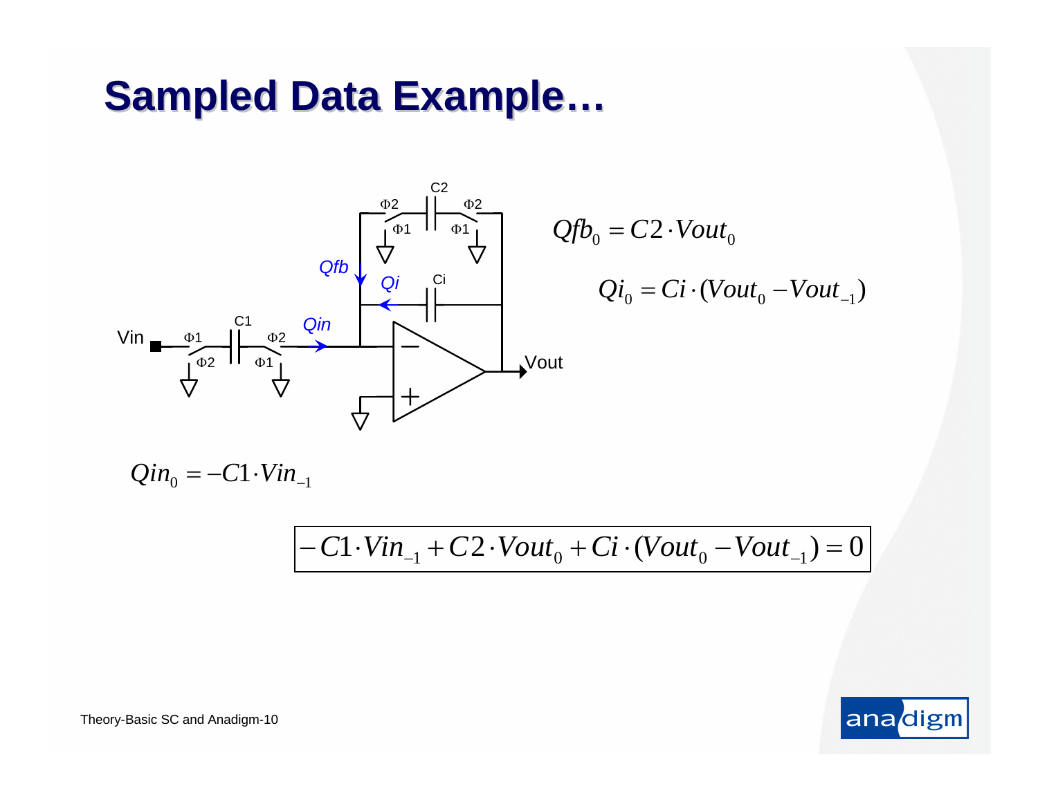# Sampled Data Example…

$$Qfb_0 = C2 \cdot Vout_0$$

$$Qi_0 = Ci \cdot (Vout_0 - Vout_{-1})$$

$$Qin_0 = -C1 \cdot Vin_{-1}$$

$$-C1 \cdot Vin_{-1} + C2 \cdot Vout_0 + Ci \cdot (Vout_0 - Vout_{-1}) = 0$$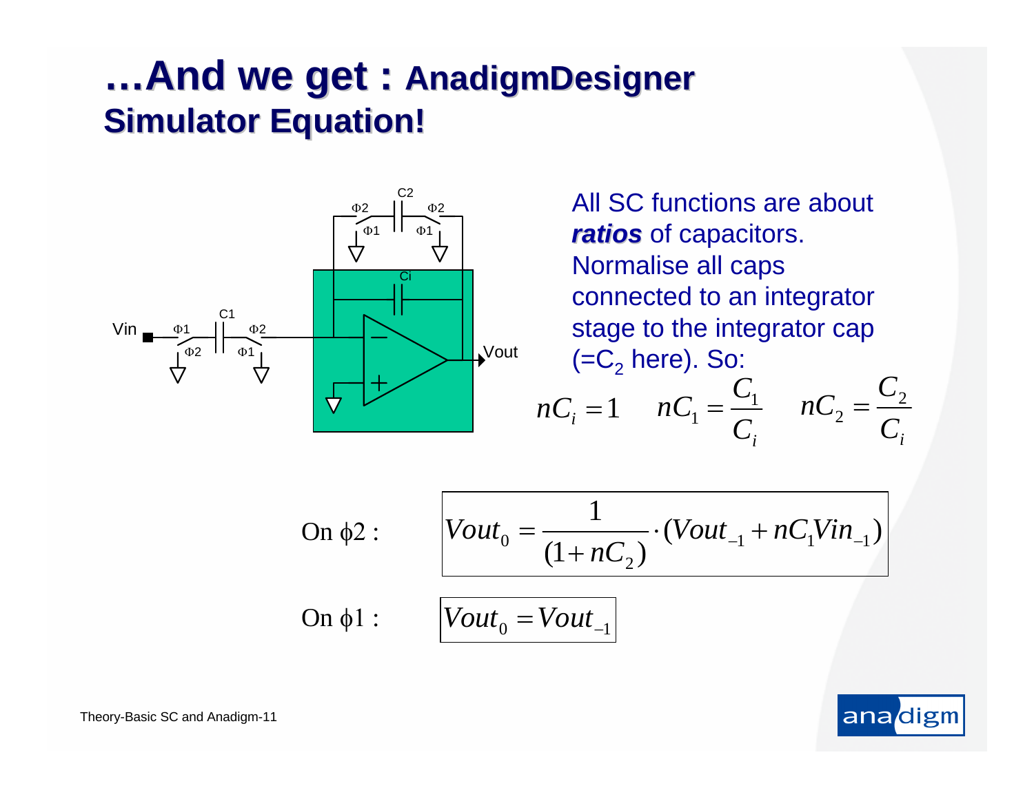# …And we get : AnadigmDesigner Simulator Equation!

All SC functions are about ***ratios*** of capacitors. Normalise all caps connected to an integrator stage to the integrator cap (=$C_2$ here). So:

$$nC_i = 1 \qquad nC_1 = \frac{C_1}{C_i} \qquad nC_2 = \frac{C_2}{C_i}$$

On $\phi 2$ :

$$Vout_0 = \frac{1}{(1 + nC_2)} \cdot (Vout_{-1} + nC_1 Vin_{-1})$$

On $\phi 1$ :

$$Vout_0 = Vout_{-1}$$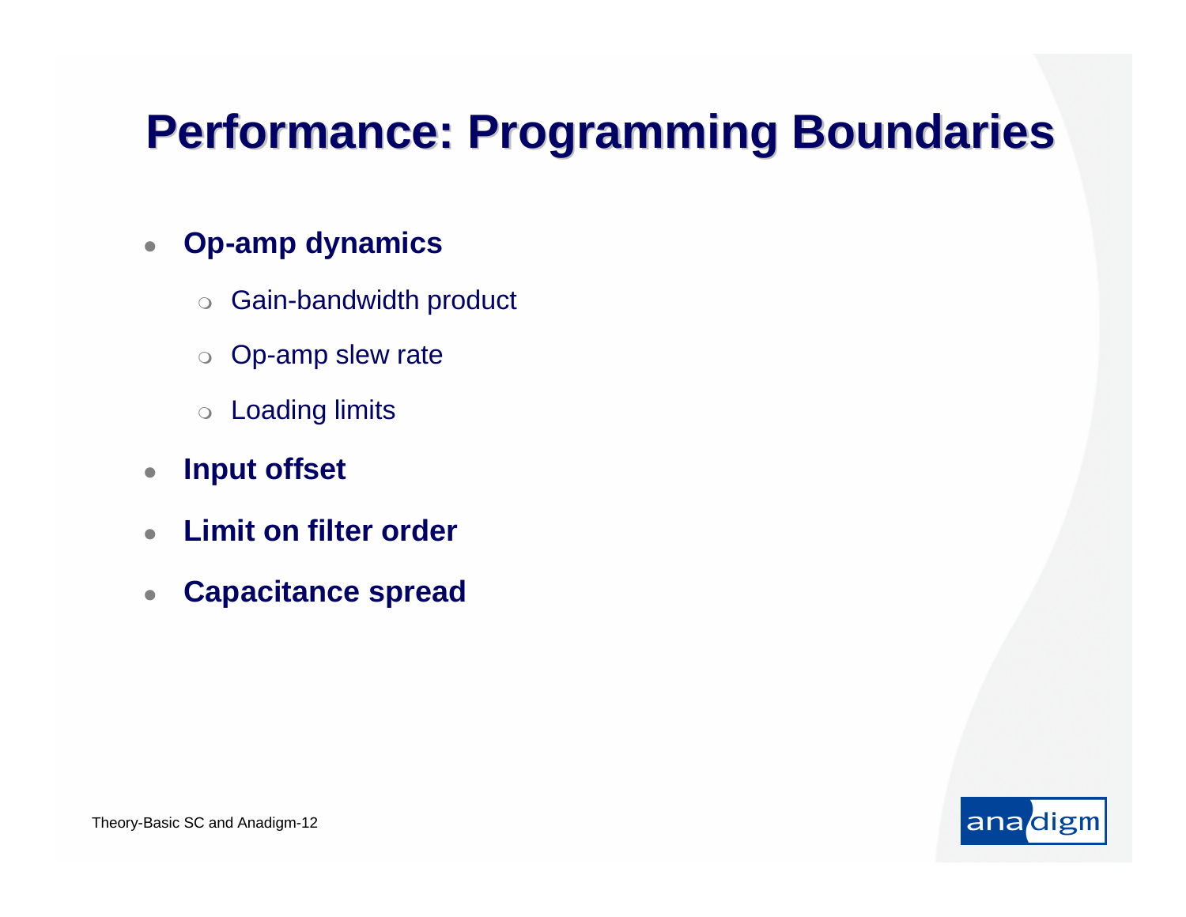# Performance: Programming Boundaries

- **Op-amp dynamics**
  - Gain-bandwidth product
  - Op-amp slew rate
  - Loading limits
- **Input offset**
- **Limit on filter order**
- **Capacitance spread**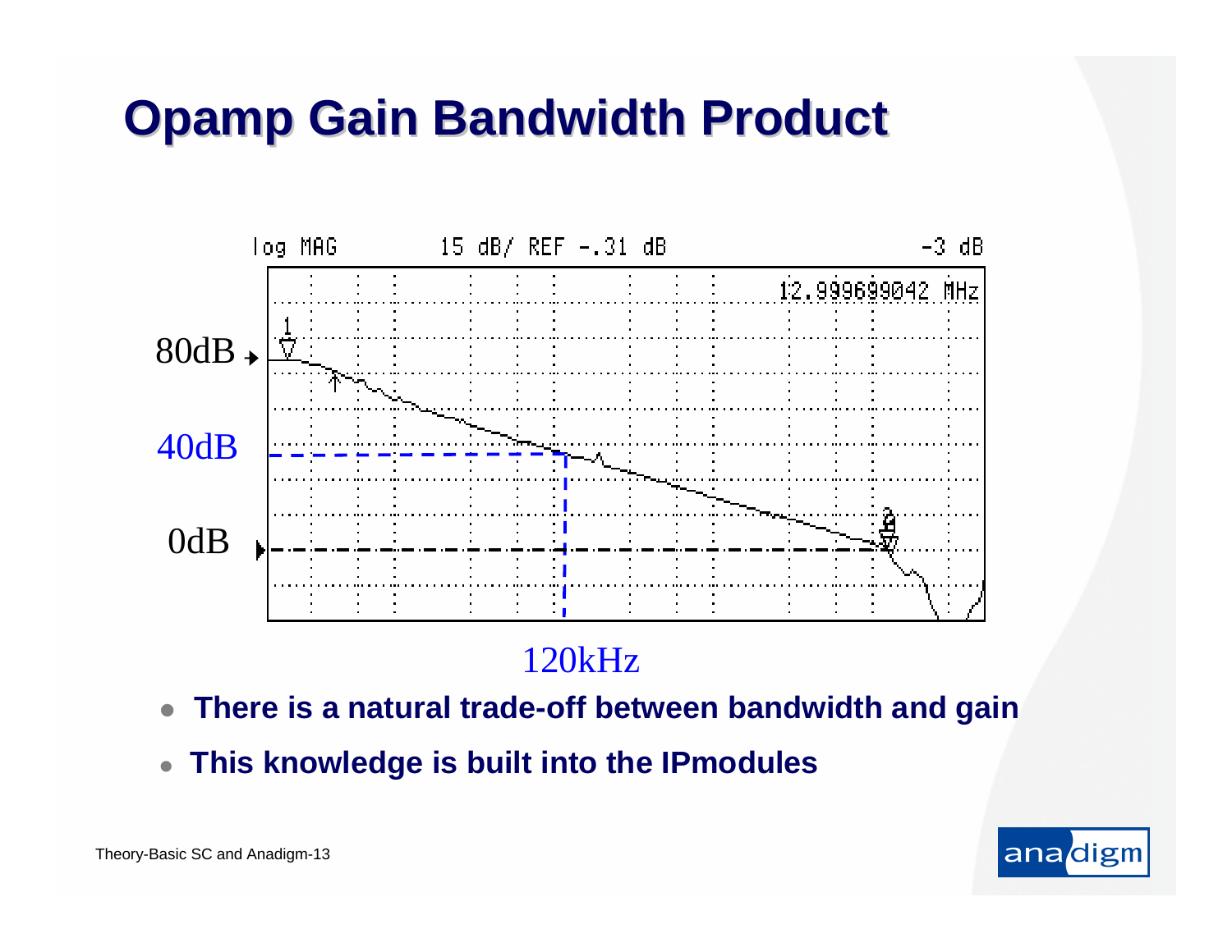# Opamp Gain Bandwidth Product

log MAG    15 dB/ REF -.31 dB    -3 dB

12.999699042 MHz

80dB

40dB

0dB

120kHz

- **There is a natural trade-off between bandwidth and gain**
- **This knowledge is built into the IPmodules**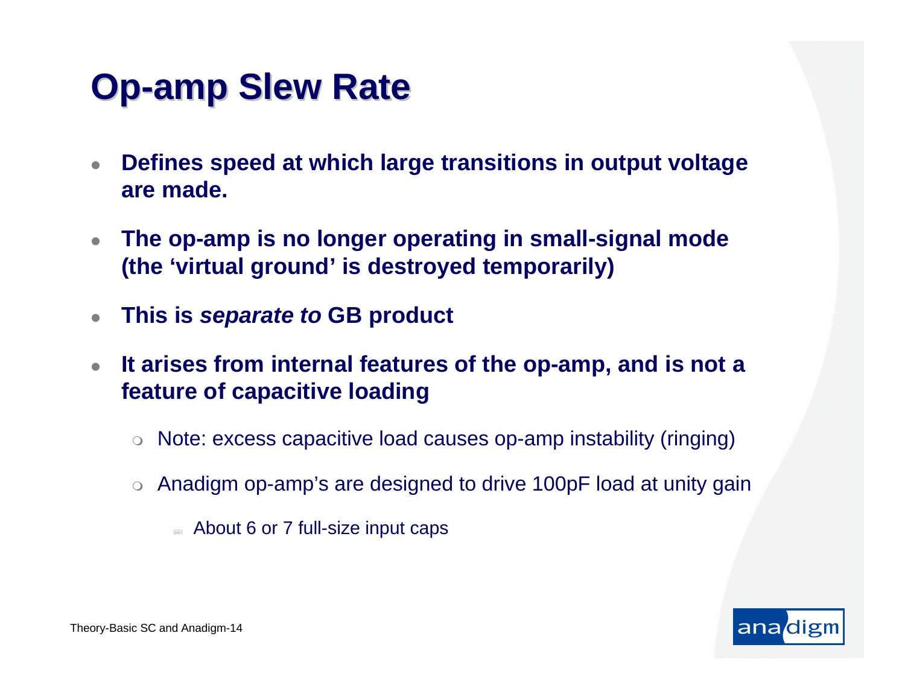# Op-amp Slew Rate

- **Defines speed at which large transitions in output voltage are made.**
- **The op-amp is no longer operating in small-signal mode (the 'virtual ground' is destroyed temporarily)**
- **This is *separate to* GB product**
- **It arises from internal features of the op-amp, and is not a feature of capacitive loading**
  - Note: excess capacitive load causes op-amp instability (ringing)
  - Anadigm op-amp's are designed to drive 100pF load at unity gain
    - About 6 or 7 full-size input caps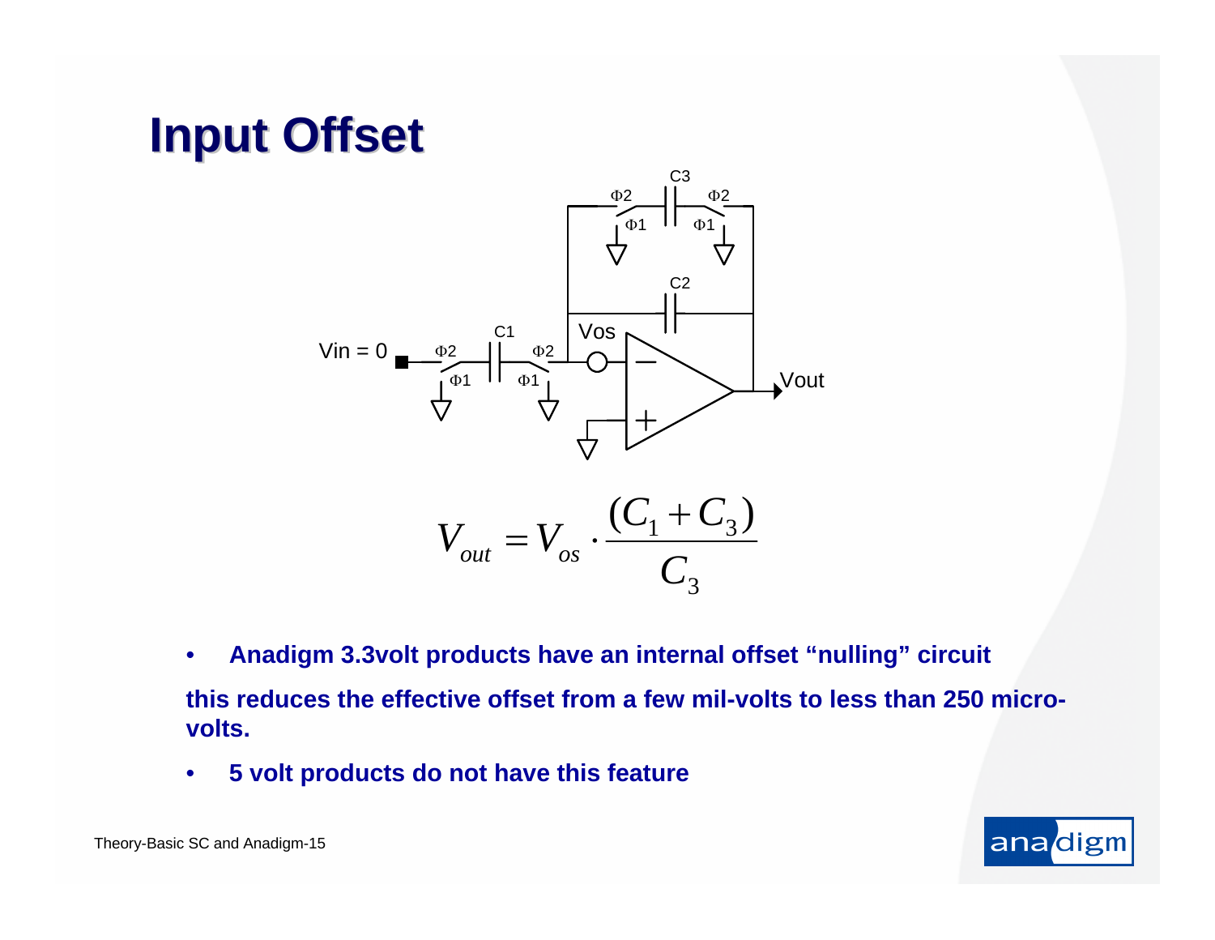# Input Offset

$$V_{out} = V_{os} \cdot \frac{(C_1 + C_3)}{C_3}$$

- **Anadigm 3.3volt products have an internal offset "nulling" circuit**

**this reduces the effective offset from a few mil-volts to less than 250 micro-volts.**

- **5 volt products do not have this feature**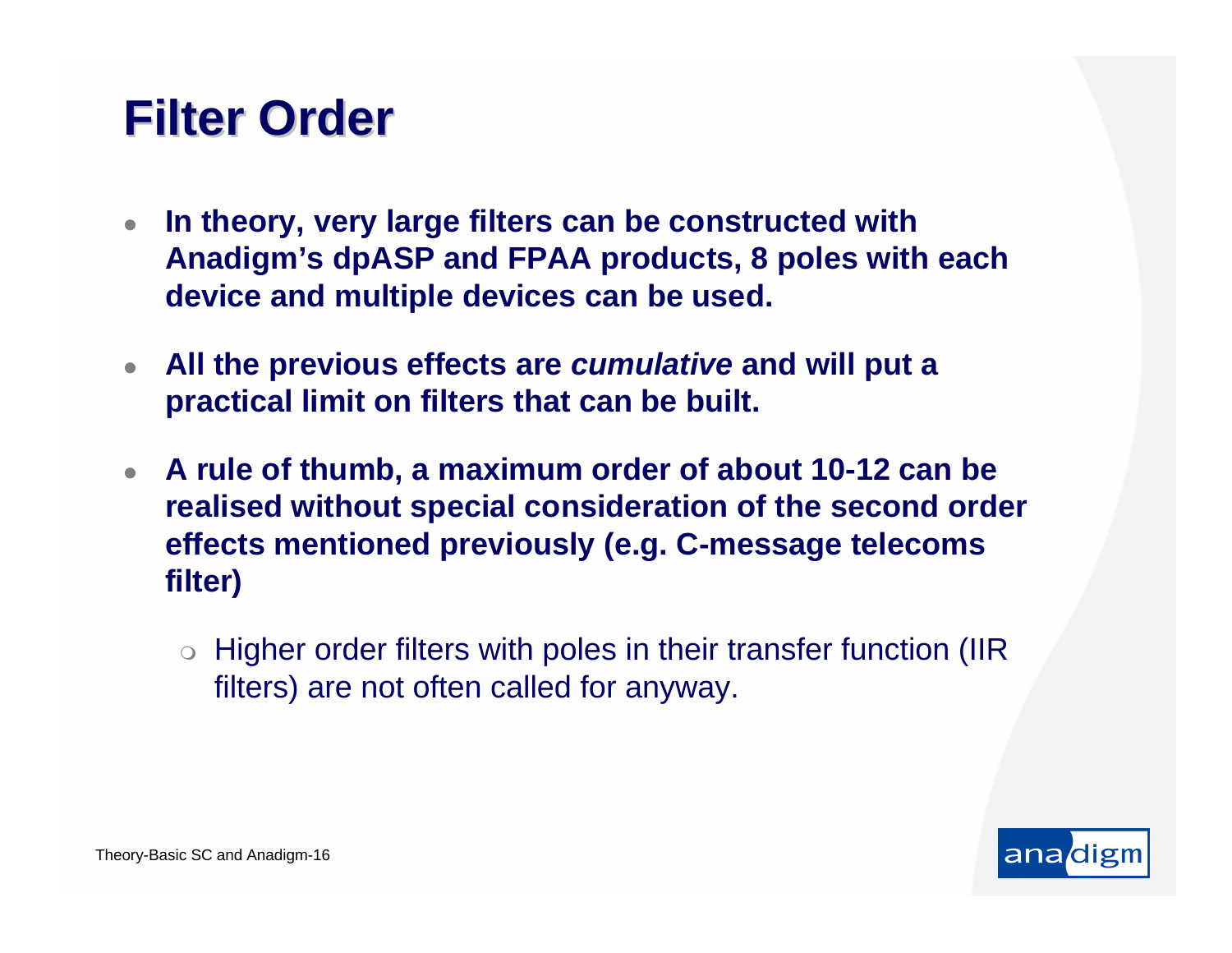# Filter Order

- **In theory, very large filters can be constructed with Anadigm's dpASP and FPAA products, 8 poles with each device and multiple devices can be used.**
- **All the previous effects are *cumulative* and will put a practical limit on filters that can be built.**
- **A rule of thumb, a maximum order of about 10-12 can be realised without special consideration of the second order effects mentioned previously (e.g. C-message telecoms filter)**
  - Higher order filters with poles in their transfer function (IIR filters) are not often called for anyway.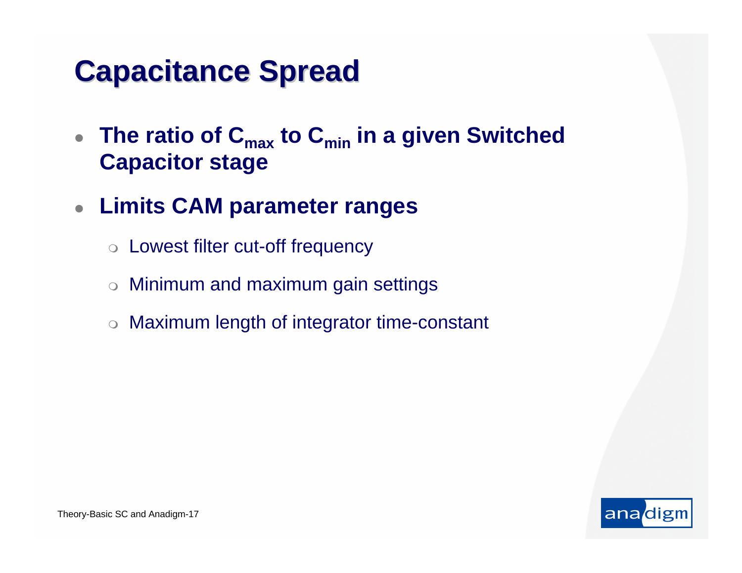# Capacitance Spread

- **The ratio of $C_{max}$ to $C_{min}$ in a given Switched Capacitor stage**
- **Limits CAM parameter ranges**
  - Lowest filter cut-off frequency
  - Minimum and maximum gain settings
  - Maximum length of integrator time-constant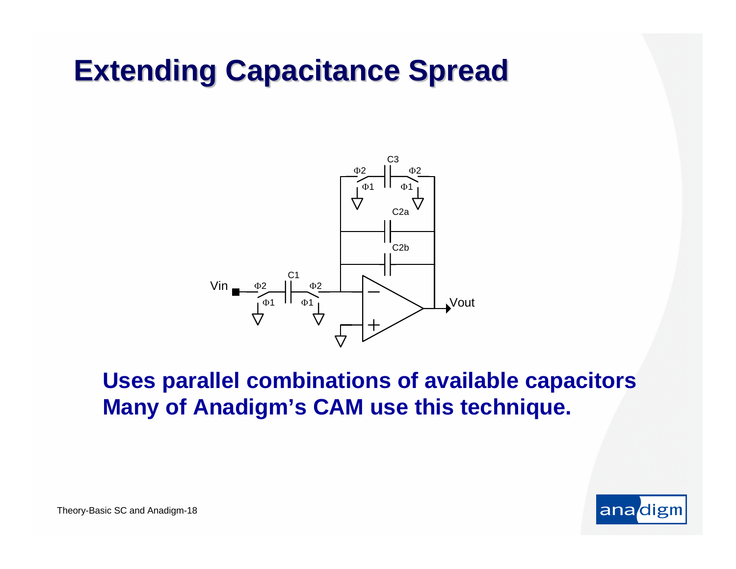# Extending Capacitance Spread

C3

Φ2 Φ2

Φ1 Φ1

C2a

C2b

C1

Vin Φ2 Φ2

Φ1 Φ1

Vout

**Uses parallel combinations of available capacitors**
**Many of Anadigm's CAM use this technique.**